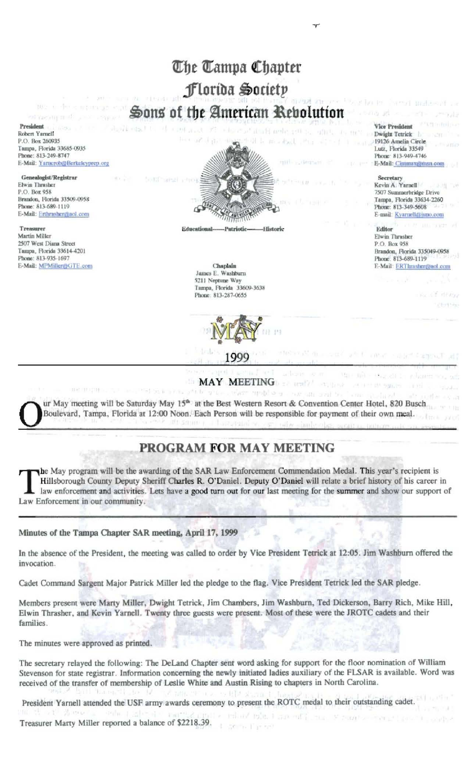# The Tampa Chapter
## Florida Society
## Sons of the American Revolution

**President**
Robert Yarnell
P.O. Box 260935
Tampa, Florida 33685-0935
Phone: 813-249-8747
E-Mail: Yarnerob@Berkeleyprep.org

**Genealogist/Registrar**
Elwin Thrasher
P.O. Box 958
Brandon, Florida 33509-0958
Phone: 813-689-1119
E-Mail: Erthrasher@aol.com

**Treasurer**
Martin Miller
2507 West Diana Street
Tampa, Florida 33614-4201
Phone: 813-935-1697
E-Mail: MPMiller@GTE.com

**Vice President**
Dwight Tetrick
19126 Amelia Circle
Lutz, Florida 33549
Phone: 813-949-4746
E-Mail: Cimmax@msn.com

**Secretary**
Kevin A. Yarnell
7507 Summerbridge Drive
Tampa, Florida 33634-2260
Phone: 813-349-5608
E-mail: Kyarnell@juno.com

**Editor**
Elwin Thrasher
P.O. Box 958
Brandon, Florida 335049-0958
Phone: 813-689-1119
E-Mail: ERThrasher@aol.com

Educational——Patriotic——Historic

**Chaplain**
James E. Washburn
5211 Neptune Way
Tampa, Florida 33609-3638
Phone: 813-287-0655

MAY

1999

## MAY MEETING

Our May meeting will be Saturday May 15th at the Best Western Resort & Convention Center Hotel, 820 Busch Boulevard, Tampa, Florida at 12:00 Noon. Each Person will be responsible for payment of their own meal.

## PROGRAM FOR MAY MEETING

The May program will be the awarding of the SAR Law Enforcement Commendation Medal. This year's recipient is Hillsborough County Deputy Sheriff Charles R. O'Daniel. Deputy O'Daniel will relate a brief history of his career in law enforcement and activities. Lets have a good turn out for our last meeting for the summer and show our support of Law Enforcement in our community.

### Minutes of the Tampa Chapter SAR meeting, April 17, 1999

In the absence of the President, the meeting was called to order by Vice President Tetrick at 12:05. Jim Washburn offered the invocation.

Cadet Command Sargent Major Patrick Miller led the pledge to the flag. Vice President Tetrick led the SAR pledge.

Members present were Marty Miller, Dwight Tetrick, Jim Chambers, Jim Washburn, Ted Dickerson, Barry Rich, Mike Hill, Elwin Thrasher, and Kevin Yarnell. Twenty three guests were present. Most of these were the JROTC cadets and their families.

The minutes were approved as printed.

The secretary relayed the following: The DeLand Chapter sent word asking for support for the floor nomination of William Stevenson for state registrar. Information concerning the newly initiated ladies auxiliary of the FLSAR is available. Word was received of the transfer of membership of Leslie White and Austin Rising to chapters in North Carolina.

President Yarnell attended the USF army awards ceremony to present the ROTC medal to their outstanding cadet.

Treasurer Marty Miller reported a balance of $2218.39.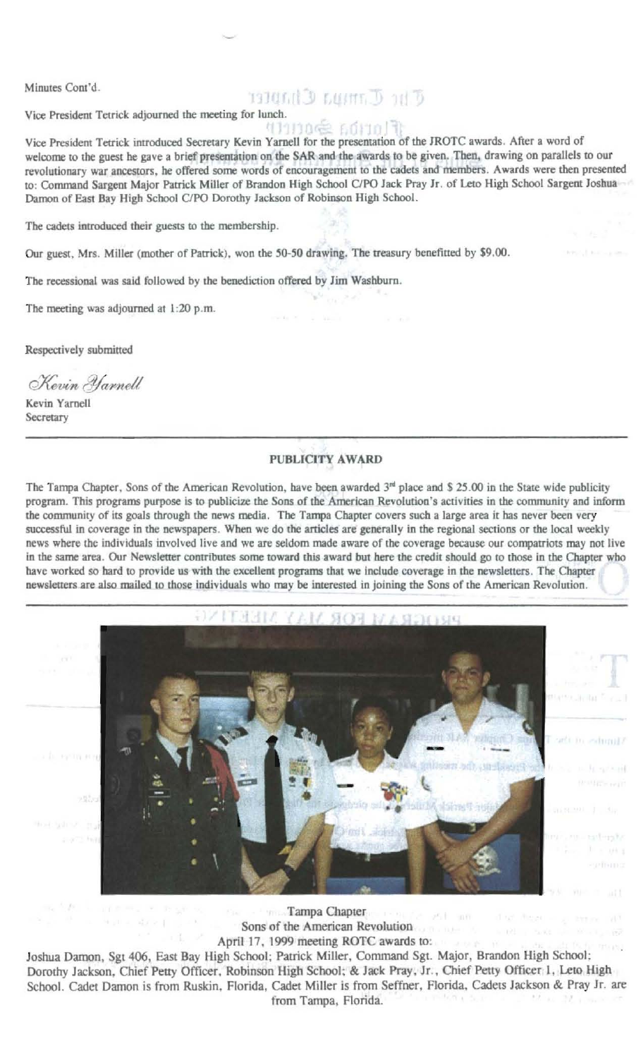Minutes Cont'd.

Vice President Tetrick adjourned the meeting for lunch.

Vice President Tetrick introduced Secretary Kevin Yarnell for the presentation of the JROTC awards. After a word of welcome to the guest he gave a brief presentation on the SAR and the awards to be given. Then, drawing on parallels to our revolutionary war ancestors, he offered some words of encouragement to the cadets and members. Awards were then presented to: Command Sargent Major Patrick Miller of Brandon High School C/PO Jack Pray Jr. of Leto High School Sargent Joshua Damon of East Bay High School C/PO Dorothy Jackson of Robinson High School.

The cadets introduced their guests to the membership.

Our guest, Mrs. Miller (mother of Patrick), won the 50-50 drawing. The treasury benefitted by $9.00.

The recessional was said followed by the benediction offered by Jim Washburn.

The meeting was adjourned at 1:20 p.m.

Respectively submitted

*Kevin Yarnell*

Kevin Yarnell
Secretary

---

## PUBLICITY AWARD

The Tampa Chapter, Sons of the American Revolution, have been awarded 3rd place and $ 25.00 in the State wide publicity program. This programs purpose is to publicize the Sons of the American Revolution's activities in the community and inform the community of its goals through the news media. The Tampa Chapter covers such a large area it has never been very successful in coverage in the newspapers. When we do the articles are generally in the regional sections or the local weekly news where the individuals involved live and we are seldom made aware of the coverage because our compatriots may not live in the same area. Our Newsletter contributes some toward this award but here the credit should go to those in the Chapter who have worked so hard to provide us with the excellent programs that we include coverage in the newsletters. The Chapter newsletters are also mailed to those individuals who may be interested in joining the Sons of the American Revolution.

---

Tampa Chapter
Sons of the American Revolution
April 17, 1999 meeting ROTC awards to:
Joshua Damon, Sgt 406, East Bay High School; Patrick Miller, Command Sgt. Major, Brandon High School; Dorothy Jackson, Chief Petty Officer, Robinson High School; & Jack Pray, Jr., Chief Petty Officer 1, Leto High School. Cadet Damon is from Ruskin, Florida, Cadet Miller is from Seffner, Florida, Cadets Jackson & Pray Jr. are from Tampa, Florida.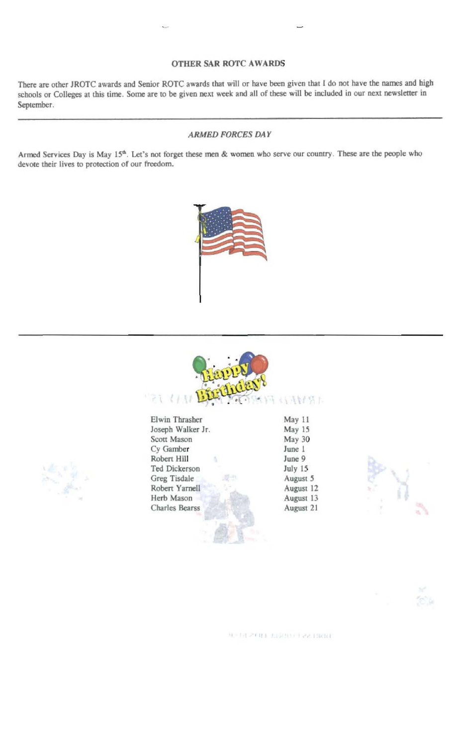## OTHER SAR ROTC AWARDS

There are other JROTC awards and Senior ROTC awards that will or have been given that I do not have the names and high schools or Colleges at this time. Some are to be given next week and all of these will be included in our next newsletter in September.

---

## *ARMED FORCES DAY*

Armed Services Day is May 15th. Let's not forget these men & women who serve our country. These are the people who devote their lives to protection of our freedom.

---

Happy Birthday!

| | |
|---|---|
| Elwin Thrasher | May 11 |
| Joseph Walker Jr. | May 15 |
| Scott Mason | May 30 |
| Cy Gamber | June 1 |
| Robert Hill | June 9 |
| Ted Dickerson | July 15 |
| Greg Tisdale | August 5 |
| Robert Yarnell | August 12 |
| Herb Mason | August 13 |
| Charles Bearss | August 21 |